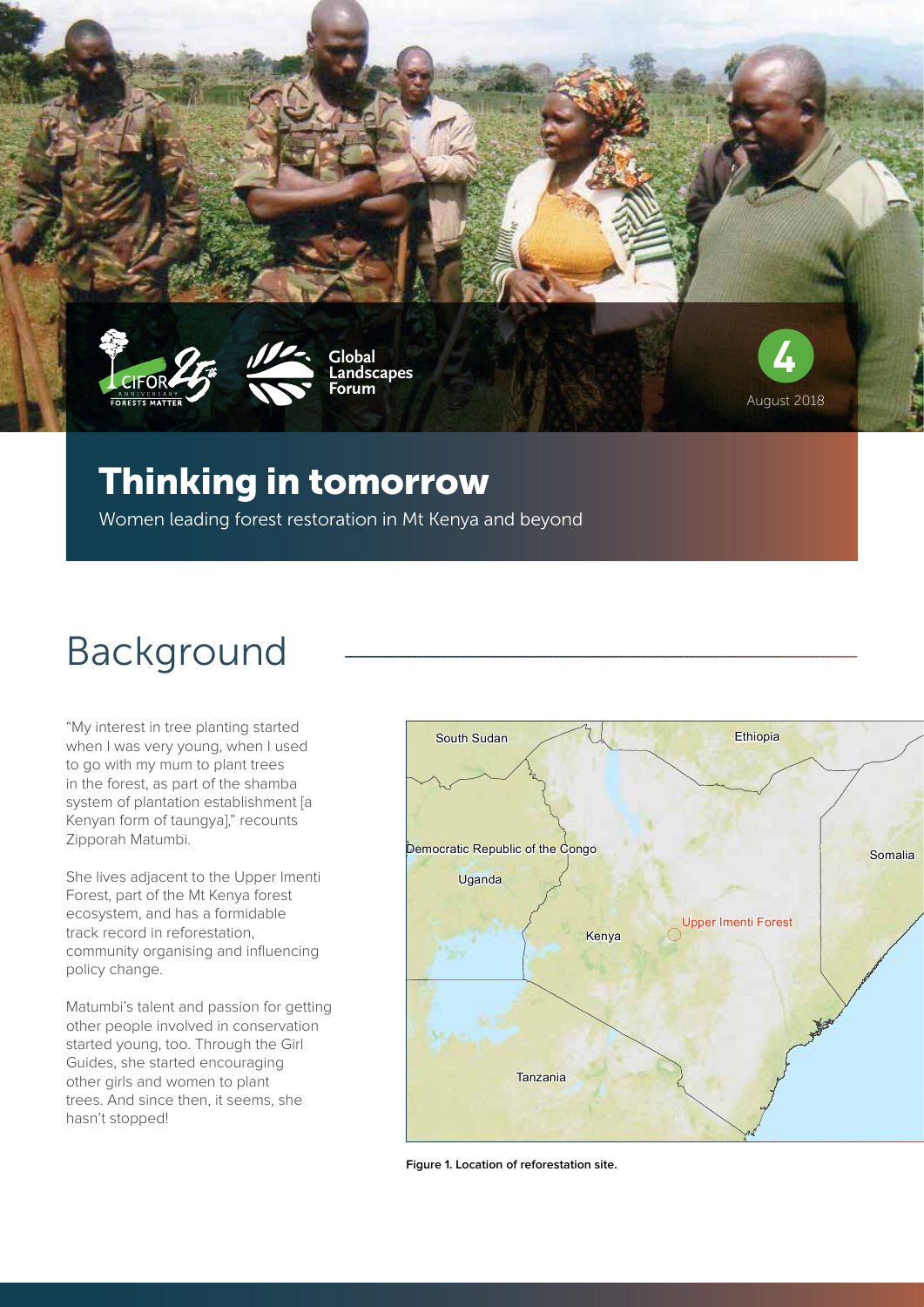4

August 2018

# Thinking in tomorrow

Women leading forest restoration in Mt Kenya and beyond

## Background

"My interest in tree planting started when I was very young, when I used to go with my mum to plant trees in the forest, as part of the shamba system of plantation establishment [a Kenyan form of taungya]," recounts Zipporah Matumbi.

She lives adjacent to the Upper Imenti Forest, part of the Mt Kenya forest ecosystem, and has a formidable track record in reforestation, community organising and influencing policy change.

Matumbi's talent and passion for getting other people involved in conservation started young, too. Through the Girl Guides, she started encouraging other girls and women to plant trees. And since then, it seems, she hasn't stopped!

**Figure 1. Location of reforestation site.**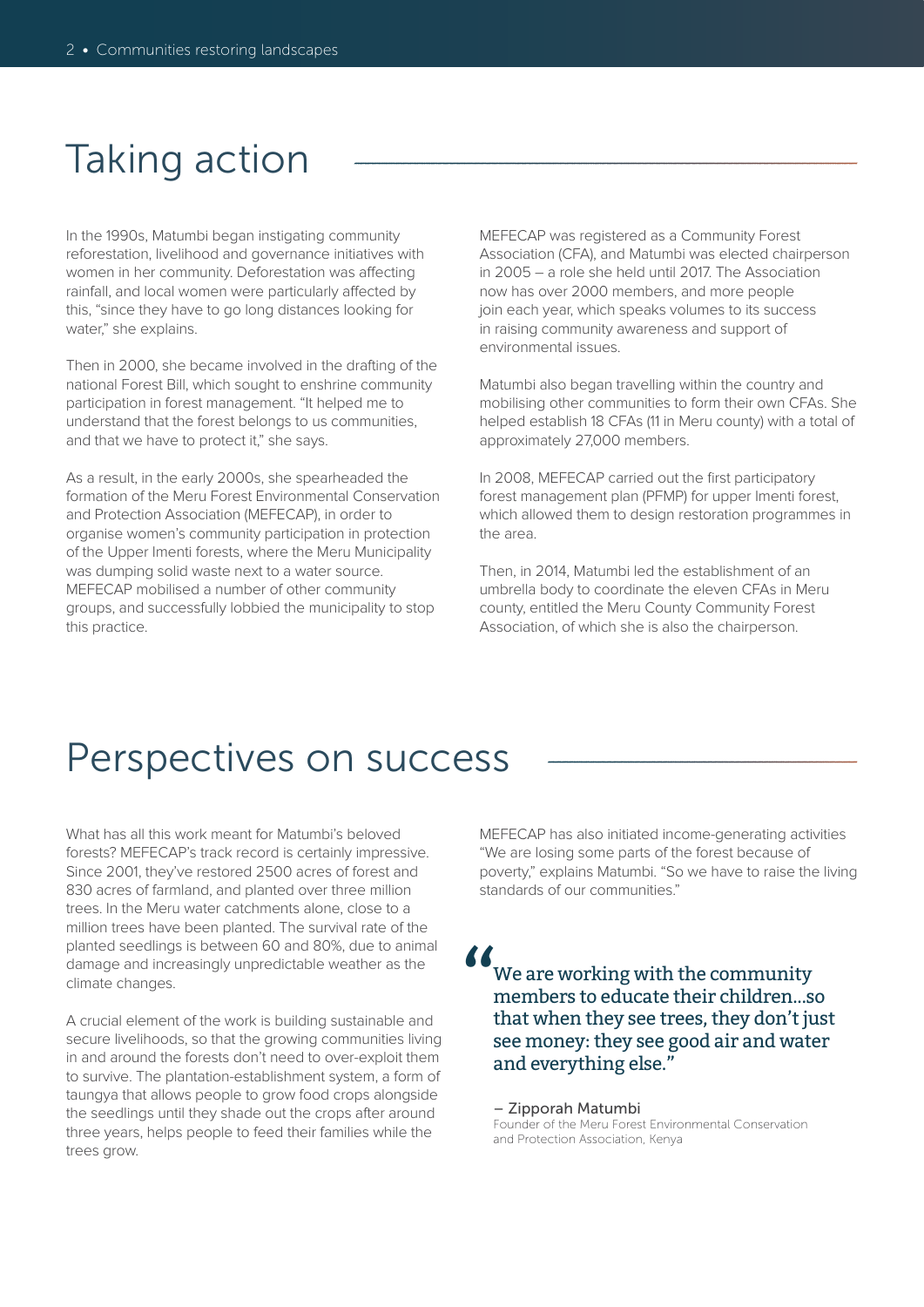## Taking action

In the 1990s, Matumbi began instigating community reforestation, livelihood and governance initiatives with women in her community. Deforestation was affecting rainfall, and local women were particularly affected by this, "since they have to go long distances looking for water," she explains.

Then in 2000, she became involved in the drafting of the national Forest Bill, which sought to enshrine community participation in forest management. "It helped me to understand that the forest belongs to us communities, and that we have to protect it," she says.

As a result, in the early 2000s, she spearheaded the formation of the Meru Forest Environmental Conservation and Protection Association (MEFECAP), in order to organise women's community participation in protection of the Upper Imenti forests, where the Meru Municipality was dumping solid waste next to a water source. MEFECAP mobilised a number of other community groups, and successfully lobbied the municipality to stop this practice.

MEFECAP was registered as a Community Forest Association (CFA), and Matumbi was elected chairperson in 2005 – a role she held until 2017. The Association now has over 2000 members, and more people join each year, which speaks volumes to its success in raising community awareness and support of environmental issues.

Matumbi also began travelling within the country and mobilising other communities to form their own CFAs. She helped establish 18 CFAs (11 in Meru county) with a total of approximately 27,000 members.

In 2008, MEFECAP carried out the first participatory forest management plan (PFMP) for upper Imenti forest, which allowed them to design restoration programmes in the area.

Then, in 2014, Matumbi led the establishment of an umbrella body to coordinate the eleven CFAs in Meru county, entitled the Meru County Community Forest Association, of which she is also the chairperson.

## Perspectives on success

What has all this work meant for Matumbi's beloved forests? MEFECAP's track record is certainly impressive. Since 2001, they've restored 2500 acres of forest and 830 acres of farmland, and planted over three million trees. In the Meru water catchments alone, close to a million trees have been planted. The survival rate of the planted seedlings is between 60 and 80%, due to animal damage and increasingly unpredictable weather as the climate changes.

A crucial element of the work is building sustainable and secure livelihoods, so that the growing communities living in and around the forests don't need to over-exploit them to survive. The plantation-establishment system, a form of taungya that allows people to grow food crops alongside the seedlings until they shade out the crops after around three years, helps people to feed their families while the trees grow.

MEFECAP has also initiated income-generating activities "We are losing some parts of the forest because of poverty," explains Matumbi. "So we have to raise the living standards of our communities."

> "We are working with the community members to educate their children...so that when they see trees, they don't just see money: they see good air and water and everything else."
>
> – Zipporah Matumbi
> Founder of the Meru Forest Environmental Conservation and Protection Association, Kenya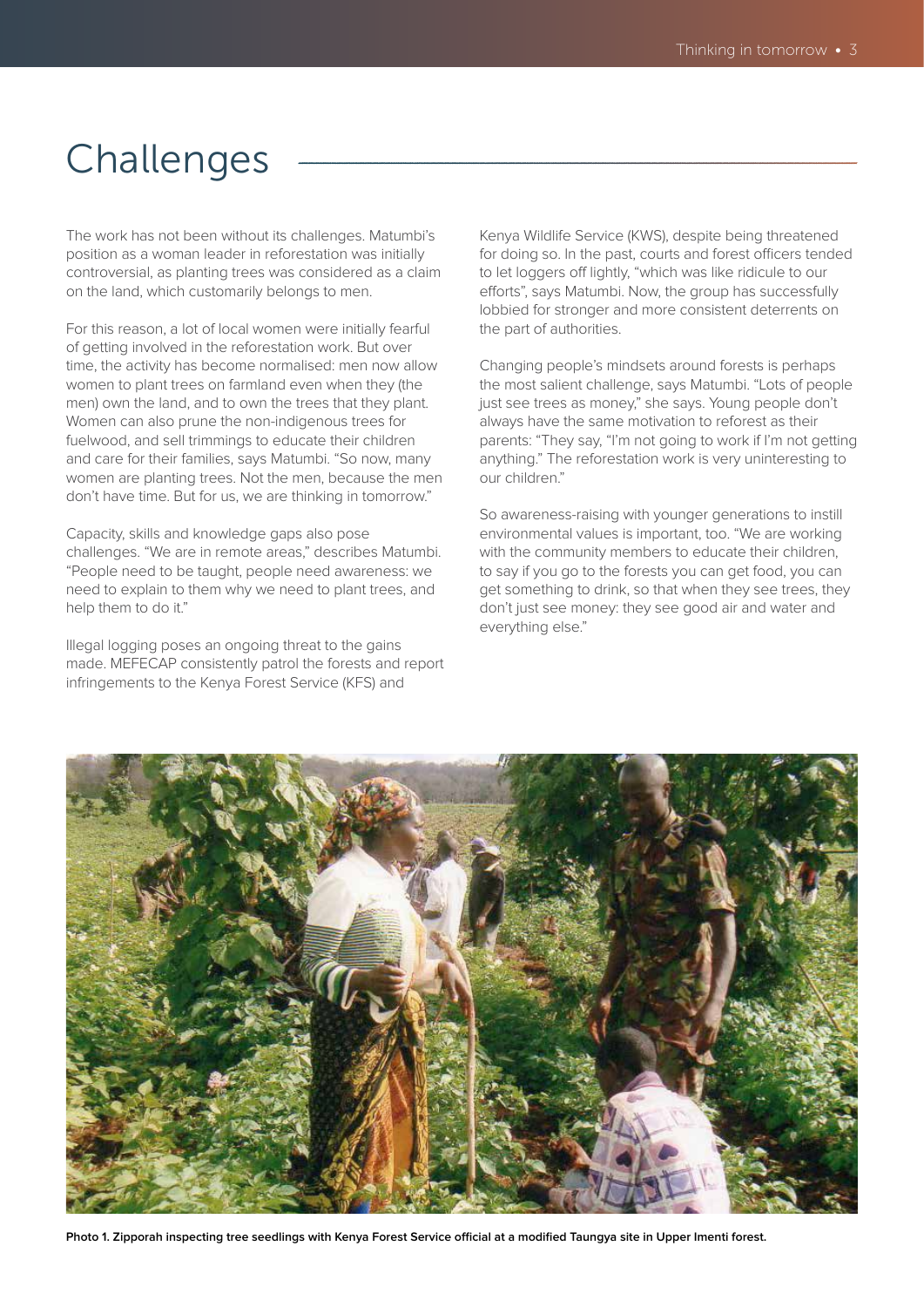# Challenges

The work has not been without its challenges. Matumbi's position as a woman leader in reforestation was initially controversial, as planting trees was considered as a claim on the land, which customarily belongs to men.

For this reason, a lot of local women were initially fearful of getting involved in the reforestation work. But over time, the activity has become normalised: men now allow women to plant trees on farmland even when they (the men) own the land, and to own the trees that they plant. Women can also prune the non-indigenous trees for fuelwood, and sell trimmings to educate their children and care for their families, says Matumbi. "So now, many women are planting trees. Not the men, because the men don't have time. But for us, we are thinking in tomorrow."

Capacity, skills and knowledge gaps also pose challenges. "We are in remote areas," describes Matumbi. "People need to be taught, people need awareness: we need to explain to them why we need to plant trees, and help them to do it."

Illegal logging poses an ongoing threat to the gains made. MEFECAP consistently patrol the forests and report infringements to the Kenya Forest Service (KFS) and Kenya Wildlife Service (KWS), despite being threatened for doing so. In the past, courts and forest officers tended to let loggers off lightly, "which was like ridicule to our efforts", says Matumbi. Now, the group has successfully lobbied for stronger and more consistent deterrents on the part of authorities.

Changing people's mindsets around forests is perhaps the most salient challenge, says Matumbi. "Lots of people just see trees as money," she says. Young people don't always have the same motivation to reforest as their parents: "They say, "I'm not going to work if I'm not getting anything." The reforestation work is very uninteresting to our children."

So awareness-raising with younger generations to instill environmental values is important, too. "We are working with the community members to educate their children, to say if you go to the forests you can get food, you can get something to drink, so that when they see trees, they don't just see money: they see good air and water and everything else."

**Photo 1. Zipporah inspecting tree seedlings with Kenya Forest Service official at a modified Taungya site in Upper Imenti forest.**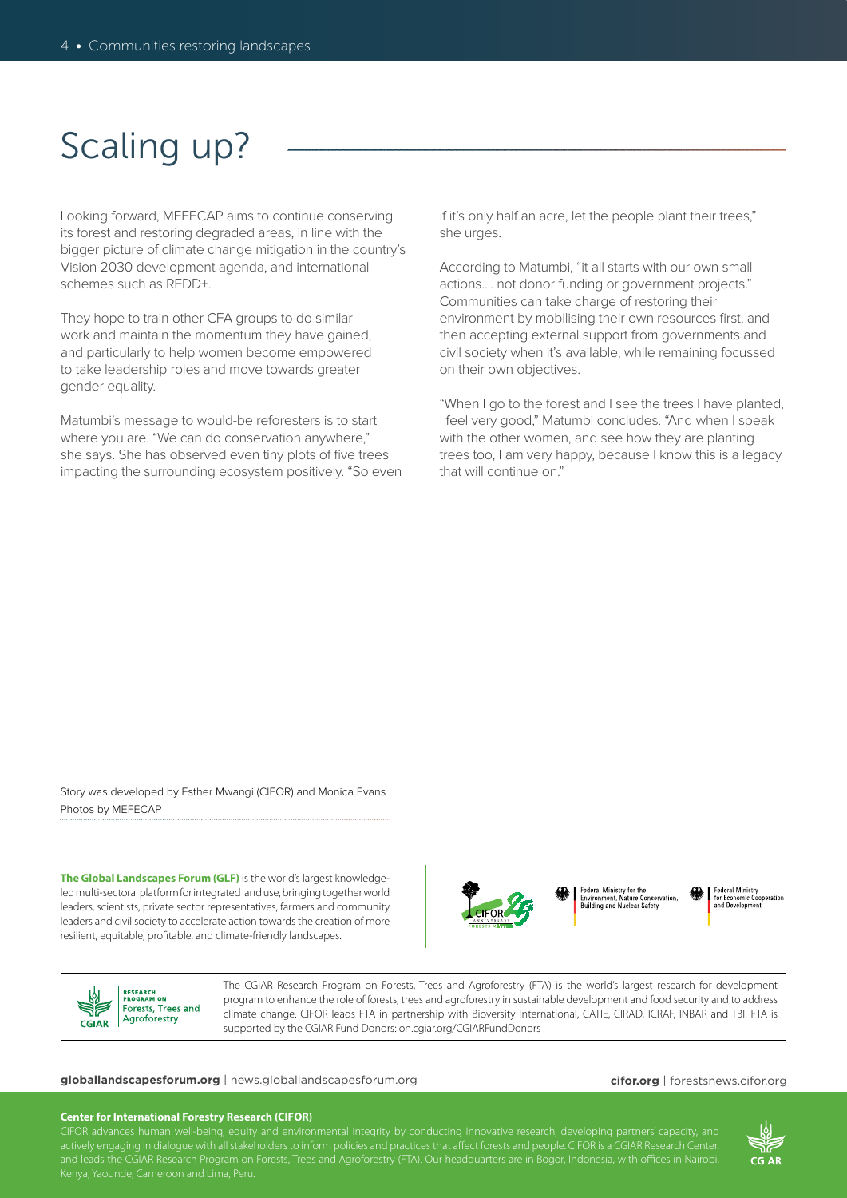# Scaling up?

Looking forward, MEFECAP aims to continue conserving its forest and restoring degraded areas, in line with the bigger picture of climate change mitigation in the country's Vision 2030 development agenda, and international schemes such as REDD+.

They hope to train other CFA groups to do similar work and maintain the momentum they have gained, and particularly to help women become empowered to take leadership roles and move towards greater gender equality.

Matumbi's message to would-be reforesters is to start where you are. "We can do conservation anywhere," she says. She has observed even tiny plots of five trees impacting the surrounding ecosystem positively. "So even if it's only half an acre, let the people plant their trees," she urges.

According to Matumbi, "it all starts with our own small actions.... not donor funding or government projects." Communities can take charge of restoring their environment by mobilising their own resources first, and then accepting external support from governments and civil society when it's available, while remaining focussed on their own objectives.

"When I go to the forest and I see the trees I have planted, I feel very good," Matumbi concludes. "And when I speak with the other women, and see how they are planting trees too, I am very happy, because I know this is a legacy that will continue on."

Story was developed by Esther Mwangi (CIFOR) and Monica Evans
Photos by MEFECAP

**The Global Landscapes Forum (GLF)** is the world's largest knowledge-led multi-sectoral platform for integrated land use, bringing together world leaders, scientists, private sector representatives, farmers and community leaders and civil society to accelerate action towards the creation of more resilient, equitable, profitable, and climate-friendly landscapes.

CIFOR 25 Anniversary – Forests Matter

Federal Ministry for the Environment, Nature Conservation, Building and Nuclear Safety

Federal Ministry for Economic Cooperation and Development

CGIAR – Research Program on Forests, Trees and Agroforestry

The CGIAR Research Program on Forests, Trees and Agroforestry (FTA) is the world's largest research for development program to enhance the role of forests, trees and agroforestry in sustainable development and food security and to address climate change. CIFOR leads FTA in partnership with Bioversity International, CATIE, CIRAD, ICRAF, INBAR and TBI. FTA is supported by the CGIAR Fund Donors: on.cgiar.org/CGIARFundDonors

**globallandscapesforum.org** | news.globallandscapesforum.org

**cifor.org** | forestsnews.cifor.org

**Center for International Forestry Research (CIFOR)**

CIFOR advances human well-being, equity and environmental integrity by conducting innovative research, developing partners' capacity, and actively engaging in dialogue with all stakeholders to inform policies and practices that affect forests and people. CIFOR is a CGIAR Research Center, and leads the CGIAR Research Program on Forests, Trees and Agroforestry (FTA). Our headquarters are in Bogor, Indonesia, with offices in Nairobi, Kenya; Yaounde, Cameroon and Lima, Peru.